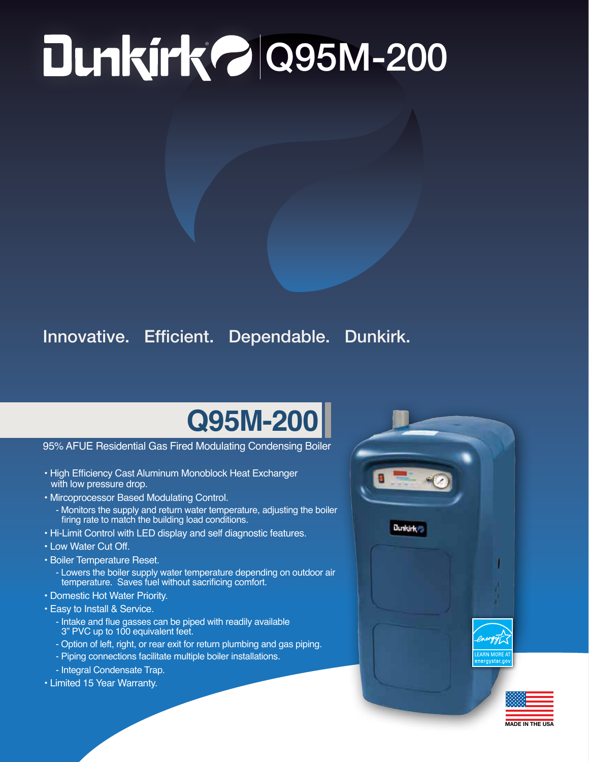# Dunkirk Q95M-200

Innovative. Efficient. Dependable. Dunkirk.

## Q95M-200

95% AFUE Residential Gas Fired Modulating Condensing Boiler

- High Efficiency Cast Aluminum Monoblock Heat Exchanger with low pressure drop.
- Mircoprocessor Based Modulating Control.
  - Monitors the supply and return water temperature, adjusting the boiler firing rate to match the building load conditions.
- Hi-Limit Control with LED display and self diagnostic features.
- Low Water Cut Off.
- Boiler Temperature Reset.
  - Lowers the boiler supply water temperature depending on outdoor air temperature. Saves fuel without sacrificing comfort.
- Domestic Hot Water Priority.
- Easy to Install & Service.
  - Intake and flue gasses can be piped with readily available 3" PVC up to 100 equivalent feet.
  - Option of left, right, or rear exit for return plumbing and gas piping.
  - Piping connections facilitate multiple boiler installations.
  - Integral Condensate Trap.
- Limited 15 Year Warranty.

LEARN MORE AT energystar.gov

MADE IN THE USA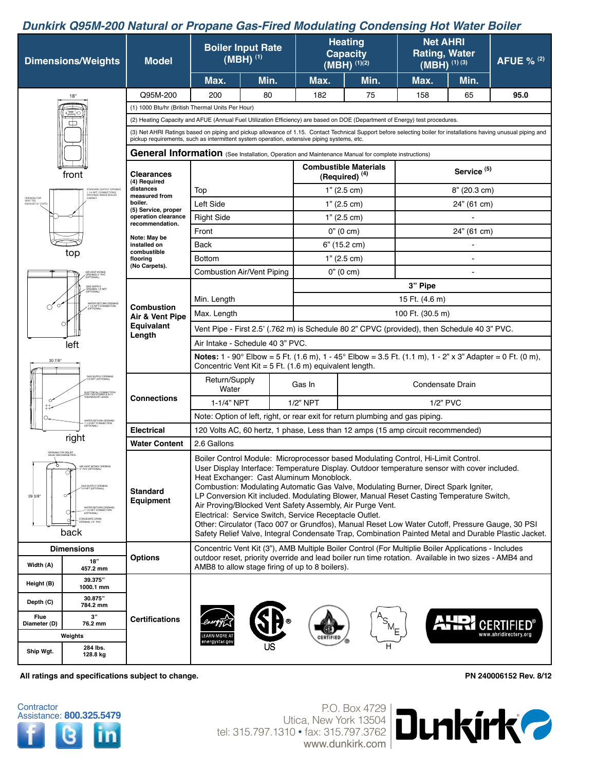## Dunkirk Q95M-200 Natural or Propane Gas-Fired Modulating Condensing Hot Water Boiler

| Model | Boiler Input Rate (MBH) (1) | | Heating Capacity (MBH) (1)(2) | | Net AHRI Rating, Water (MBH) (1)(3) | | AFUE % (2) |
|---|---|---|---|---|---|---|---|
| | Max. | Min. | Max. | Min. | Max. | Min. | |
| Q95M-200 | 200 | 80 | 182 | 75 | 158 | 65 | **95.0** |

(1) 1000 Btu/hr (British Thermal Units Per Hour)

(2) Heating Capacity and AFUE (Annual Fuel Utilization Efficiency) are based on DOE (Department of Energy) test procedures.

(3) Net AHRI Ratings based on piping and pickup allowance of 1.15. Contact Technical Support before selecting boiler for installations having unusual piping and pickup requirements, such as intermittent system operation, extensive piping systems, etc.

### Dimensions/Weights

front

top

STANDARD SUPPLY OPENING 1 1/4 NPT CONNECTIONS PROVIDED INSIDE BOILER CABINET.

OPENING FOR VENT TEE EXHAUST (2" CVPC)

left

AIR VENT INTAKE OPENING 3" PVC (OPTIONAL)

GAS SUPPLY OPENING 1/2 NPT (OPTIONAL)

WATER RETURN OPENING 1 1/4 NPT CONNECTION (OPTIONAL)

right

GAS SUPPLY OPENING 1/2 NPT (OPTIONAL)

ELECTRICAL CONNECTION FOR 120V POWER & 24 V THERMOSTAT LEADS

WATER RETURN OPENING 1 1/4 NPT CONNECTION (OPTIONAL)

back

OPENING FOR RELIEF VALVE DISCHARGE PIPE

AIR VENT INTAKE OPENING 3" PVC (OPTIONAL)

GAS SUPPLY OPENING 1/2 NPT (OPTIONAL)

WATER RETURN OPENING 1 1/4 NPT CONNECTION (OPTIONAL)

CONDENSATE DRAIN OPENING 1/2" PVC

18"

30 7/8"

39 3/8"

| Dimensions | |
|---|---|
| Width (A) | 18" 457.2 mm |
| Height (B) | 39.375" 1000.1 mm |
| Depth (C) | 30.875" 784.2 mm |
| Flue Diameter (D) | 3" 76.2 mm |
| **Weights** | |
| Ship Wgt. | 284 lbs. 128.8 kg |

### General Information (See Installation, Operation and Maintenance Manual for complete instructions)

**Clearances** (4) Required distances measured from boiler. (5) Service, proper operation clearance recommendation. Note: May be installed on combustible flooring (No Carpets).

| | Combustible Materials (Required) (4) | Service (5) |
|---|---|---|
| Top | 1" (2.5 cm) | 8" (20.3 cm) |
| Left Side | 1" (2.5 cm) | 24" (61 cm) |
| Right Side | 1" (2.5 cm) | - |
| Front | 0" (0 cm) | 24" (61 cm) |
| Back | 6" (15.2 cm) | - |
| Bottom | 1" (2.5 cm) | - |
| Combustion Air/Vent Piping | 0" (0 cm) | - |

**Combustion Air & Vent Pipe Equivalant Length**

| | 3" Pipe |
|---|---|
| Min. Length | 15 Ft. (4.6 m) |
| Max. Length | 100 Ft. (30.5 m) |

Vent Pipe - First 2.5' (.762 m) is Schedule 80 2" CPVC (provided), then Schedule 40 3" PVC.

Air Intake - Schedule 40 3" PVC.

**Notes:** 1 - 90° Elbow = 5 Ft. (1.6 m), 1 - 45° Elbow = 3.5 Ft. (1.1 m), 1 - 2" x 3" Adapter = 0 Ft. (0 m), Concentric Vent Kit = 5 Ft. (1.6 m) equivalent length.

**Connections**

| Return/Supply Water | Gas In | Condensate Drain |
|---|---|---|
| 1-1/4" NPT | 1/2" NPT | 1/2" PVC |

Note: Option of left, right, or rear exit for return plumbing and gas piping.

**Electrical:** 120 Volts AC, 60 hertz, 1 phase, Less than 12 amps (15 amp circuit recommended)

**Water Content:** 2.6 Gallons

**Standard Equipment:**
Boiler Control Module: Microprocessor based Modulating Control, Hi-Limit Control.
User Display Interface: Temperature Display. Outdoor temperature sensor with cover included.
Heat Exchanger: Cast Aluminum Monoblock.
Combustion: Modulating Automatic Gas Valve, Modulating Burner, Direct Spark Igniter, LP Conversion Kit included. Modulating Blower, Manual Reset Casting Temperature Switch, Air Proving/Blocked Vent Safety Assembly, Air Purge Vent.
Electrical: Service Switch, Service Receptacle Outlet.
Other: Circulator (Taco 007 or Grundfos), Manual Reset Low Water Cutoff, Pressure Gauge, 30 PSI Safety Relief Valve, Integral Condensate Trap, Combination Painted Metal and Durable Plastic Jacket.

**Options:** Concentric Vent Kit (3"), AMB Multiple Boiler Control (For Multiplie Boiler Applications - Includes outdoor reset, priority override and lead boiler run time rotation. Available in two sizes - AMB4 and AMB8 to allow stage firing of up to 8 boilers).

**Certifications:** Energy Star (LEARN MORE AT energystar.gov), CSA US, CERTIFIED, ASME H, AHRI CERTIFIED www.ahridirectory.org

**All ratings and specifications subject to change.**

**PN 240006152 Rev. 8/12**

Contractor Assistance: **800.325.5479**

P.O. Box 4729
Utica, New York 13504
tel: 315.797.1310 • fax: 315.797.3762
www.dunkirk.com

Dunkirk